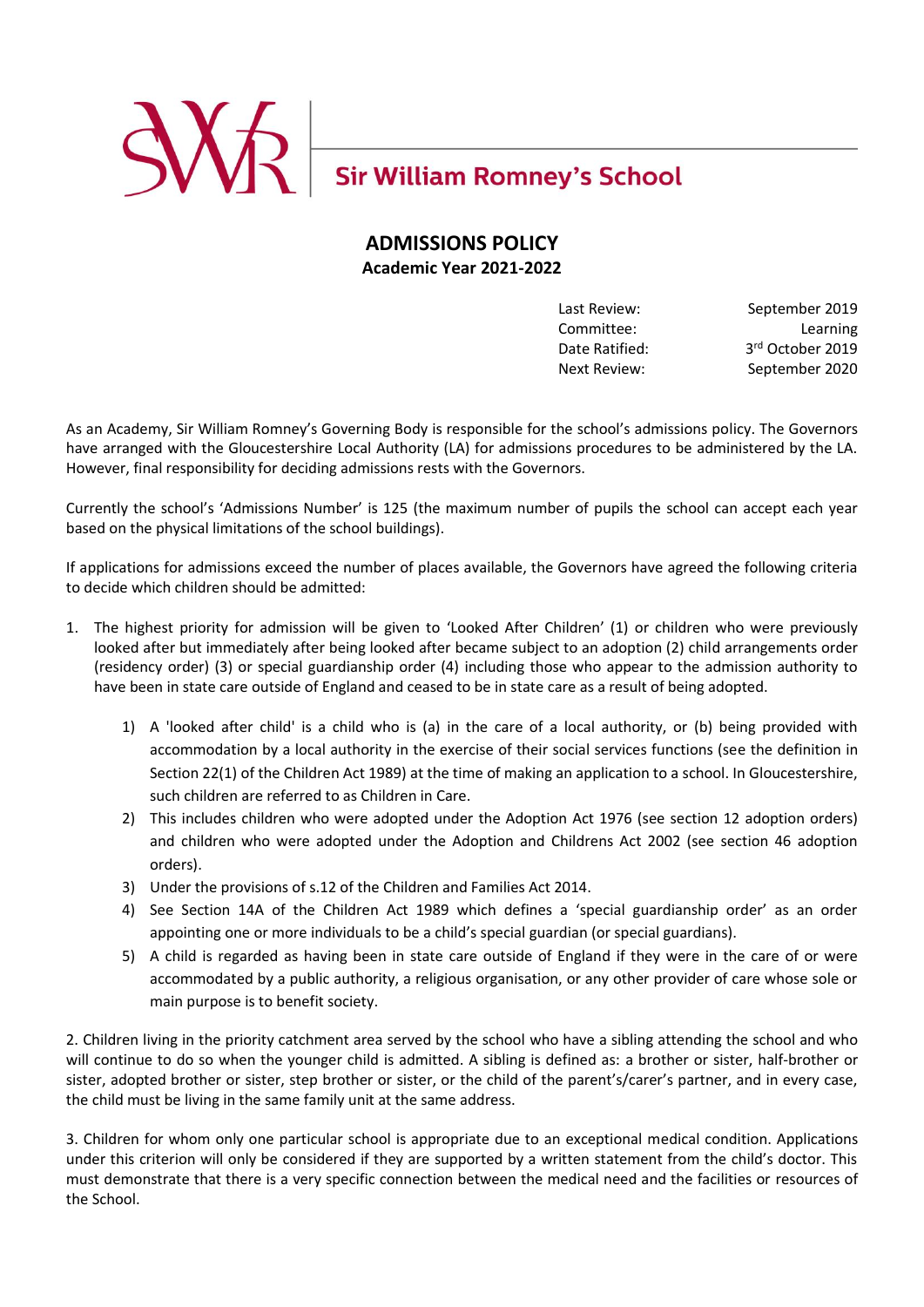Sir William Romney's School

# ADMISSIONS POLICY

**Academic Year 2021-2022**

| | |
|---|---|
| Last Review: | September 2019 |
| Committee: | Learning |
| Date Ratified: | 3rd October 2019 |
| Next Review: | September 2020 |

As an Academy, Sir William Romney's Governing Body is responsible for the school's admissions policy. The Governors have arranged with the Gloucestershire Local Authority (LA) for admissions procedures to be administered by the LA. However, final responsibility for deciding admissions rests with the Governors.

Currently the school's 'Admissions Number' is 125 (the maximum number of pupils the school can accept each year based on the physical limitations of the school buildings).

If applications for admissions exceed the number of places available, the Governors have agreed the following criteria to decide which children should be admitted:

1. The highest priority for admission will be given to 'Looked After Children' (1) or children who were previously looked after but immediately after being looked after became subject to an adoption (2) child arrangements order (residency order) (3) or special guardianship order (4) including those who appear to the admission authority to have been in state care outside of England and ceased to be in state care as a result of being adopted.

    1) A 'looked after child' is a child who is (a) in the care of a local authority, or (b) being provided with accommodation by a local authority in the exercise of their social services functions (see the definition in Section 22(1) of the Children Act 1989) at the time of making an application to a school. In Gloucestershire, such children are referred to as Children in Care.
    2) This includes children who were adopted under the Adoption Act 1976 (see section 12 adoption orders) and children who were adopted under the Adoption and Childrens Act 2002 (see section 46 adoption orders).
    3) Under the provisions of s.12 of the Children and Families Act 2014.
    4) See Section 14A of the Children Act 1989 which defines a 'special guardianship order' as an order appointing one or more individuals to be a child's special guardian (or special guardians).
    5) A child is regarded as having been in state care outside of England if they were in the care of or were accommodated by a public authority, a religious organisation, or any other provider of care whose sole or main purpose is to benefit society.

2. Children living in the priority catchment area served by the school who have a sibling attending the school and who will continue to do so when the younger child is admitted. A sibling is defined as: a brother or sister, half-brother or sister, adopted brother or sister, step brother or sister, or the child of the parent's/carer's partner, and in every case, the child must be living in the same family unit at the same address.

3. Children for whom only one particular school is appropriate due to an exceptional medical condition. Applications under this criterion will only be considered if they are supported by a written statement from the child's doctor. This must demonstrate that there is a very specific connection between the medical need and the facilities or resources of the School.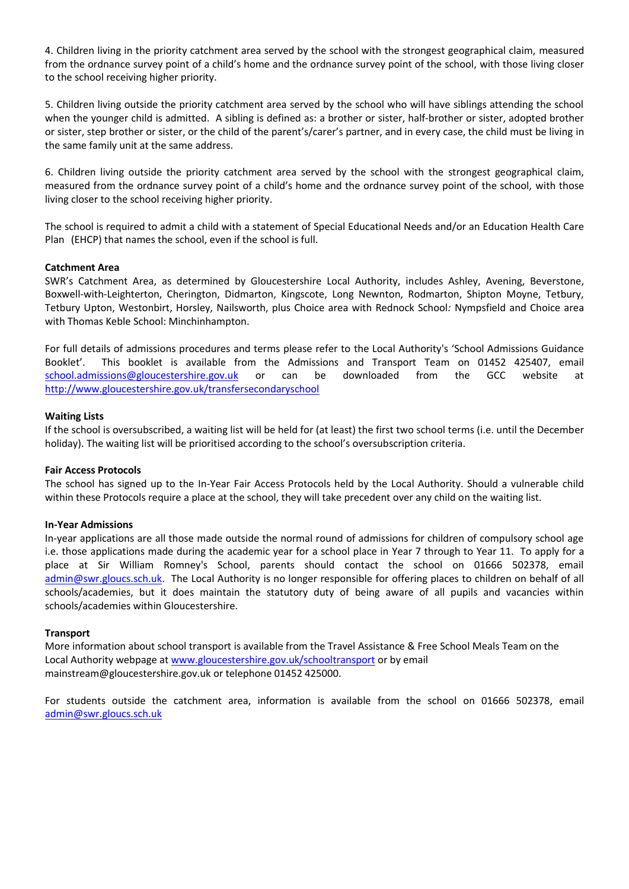4. Children living in the priority catchment area served by the school with the strongest geographical claim, measured from the ordnance survey point of a child's home and the ordnance survey point of the school, with those living closer to the school receiving higher priority.

5. Children living outside the priority catchment area served by the school who will have siblings attending the school when the younger child is admitted. A sibling is defined as: a brother or sister, half-brother or sister, adopted brother or sister, step brother or sister, or the child of the parent's/carer's partner, and in every case, the child must be living in the same family unit at the same address.

6. Children living outside the priority catchment area served by the school with the strongest geographical claim, measured from the ordnance survey point of a child's home and the ordnance survey point of the school, with those living closer to the school receiving higher priority.

The school is required to admit a child with a statement of Special Educational Needs and/or an Education Health Care Plan (EHCP) that names the school, even if the school is full.

**Catchment Area**

SWR's Catchment Area, as determined by Gloucestershire Local Authority, includes Ashley, Avening, Beverstone, Boxwell-with-Leighterton, Cherington, Didmarton, Kingscote, Long Newnton, Rodmarton, Shipton Moyne, Tetbury, Tetbury Upton, Westonbirt, Horsley, Nailsworth, plus Choice area with Rednock School*:* Nympsfield and Choice area with Thomas Keble School: Minchinhampton.

For full details of admissions procedures and terms please refer to the Local Authority's 'School Admissions Guidance Booklet'. This booklet is available from the Admissions and Transport Team on 01452 425407, email school.admissions@gloucestershire.gov.uk or can be downloaded from the GCC website at http://www.gloucestershire.gov.uk/transfersecondaryschool

**Waiting Lists**

If the school is oversubscribed, a waiting list will be held for (at least) the first two school terms (i.e. until the December holiday). The waiting list will be prioritised according to the school's oversubscription criteria.

**Fair Access Protocols**

The school has signed up to the In-Year Fair Access Protocols held by the Local Authority. Should a vulnerable child within these Protocols require a place at the school, they will take precedent over any child on the waiting list.

**In-Year Admissions**

In-year applications are all those made outside the normal round of admissions for children of compulsory school age i.e. those applications made during the academic year for a school place in Year 7 through to Year 11. To apply for a place at Sir William Romney's School, parents should contact the school on 01666 502378, email admin@swr.gloucs.sch.uk. The Local Authority is no longer responsible for offering places to children on behalf of all schools/academies, but it does maintain the statutory duty of being aware of all pupils and vacancies within schools/academies within Gloucestershire.

**Transport**

More information about school transport is available from the Travel Assistance & Free School Meals Team on the Local Authority webpage at www.gloucestershire.gov.uk/schooltransport or by email mainstream@gloucestershire.gov.uk or telephone 01452 425000.

For students outside the catchment area, information is available from the school on 01666 502378, email admin@swr.gloucs.sch.uk